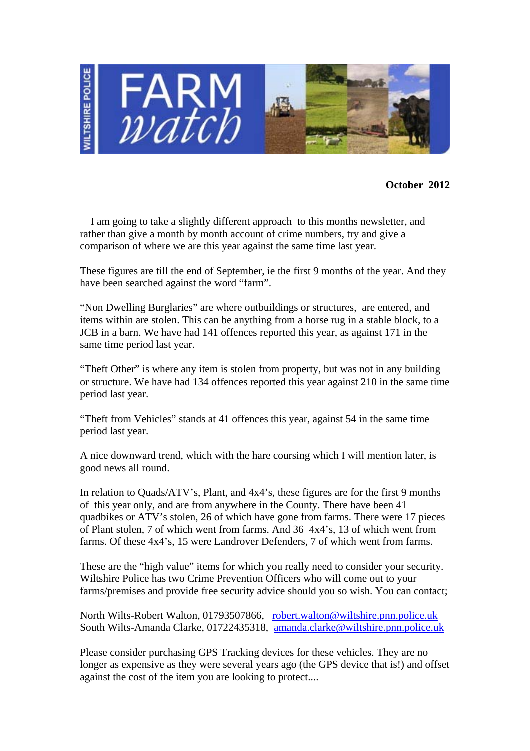# WILTSHIRE POLICE FARM watch

**October 2012**

I am going to take a slightly different approach to this months newsletter, and rather than give a month by month account of crime numbers, try and give a comparison of where we are this year against the same time last year.

These figures are till the end of September, ie the first 9 months of the year. And they have been searched against the word "farm".

"Non Dwelling Burglaries" are where outbuildings or structures, are entered, and items within are stolen. This can be anything from a horse rug in a stable block, to a JCB in a barn. We have had 141 offences reported this year, as against 171 in the same time period last year.

"Theft Other" is where any item is stolen from property, but was not in any building or structure. We have had 134 offences reported this year against 210 in the same time period last year.

"Theft from Vehicles" stands at 41 offences this year, against 54 in the same time period last year.

A nice downward trend, which with the hare coursing which I will mention later, is good news all round.

In relation to Quads/ATV's, Plant, and 4x4's, these figures are for the first 9 months of this year only, and are from anywhere in the County. There have been 41 quadbikes or ATV's stolen, 26 of which have gone from farms. There were 17 pieces of Plant stolen, 7 of which went from farms. And 36 4x4's, 13 of which went from farms. Of these 4x4's, 15 were Landrover Defenders, 7 of which went from farms.

These are the "high value" items for which you really need to consider your security. Wiltshire Police has two Crime Prevention Officers who will come out to your farms/premises and provide free security advice should you so wish. You can contact;

North Wilts-Robert Walton, 01793507866, robert.walton@wiltshire.pnn.police.uk
South Wilts-Amanda Clarke, 01722435318, amanda.clarke@wiltshire.pnn.police.uk

Please consider purchasing GPS Tracking devices for these vehicles. They are no longer as expensive as they were several years ago (the GPS device that is!) and offset against the cost of the item you are looking to protect....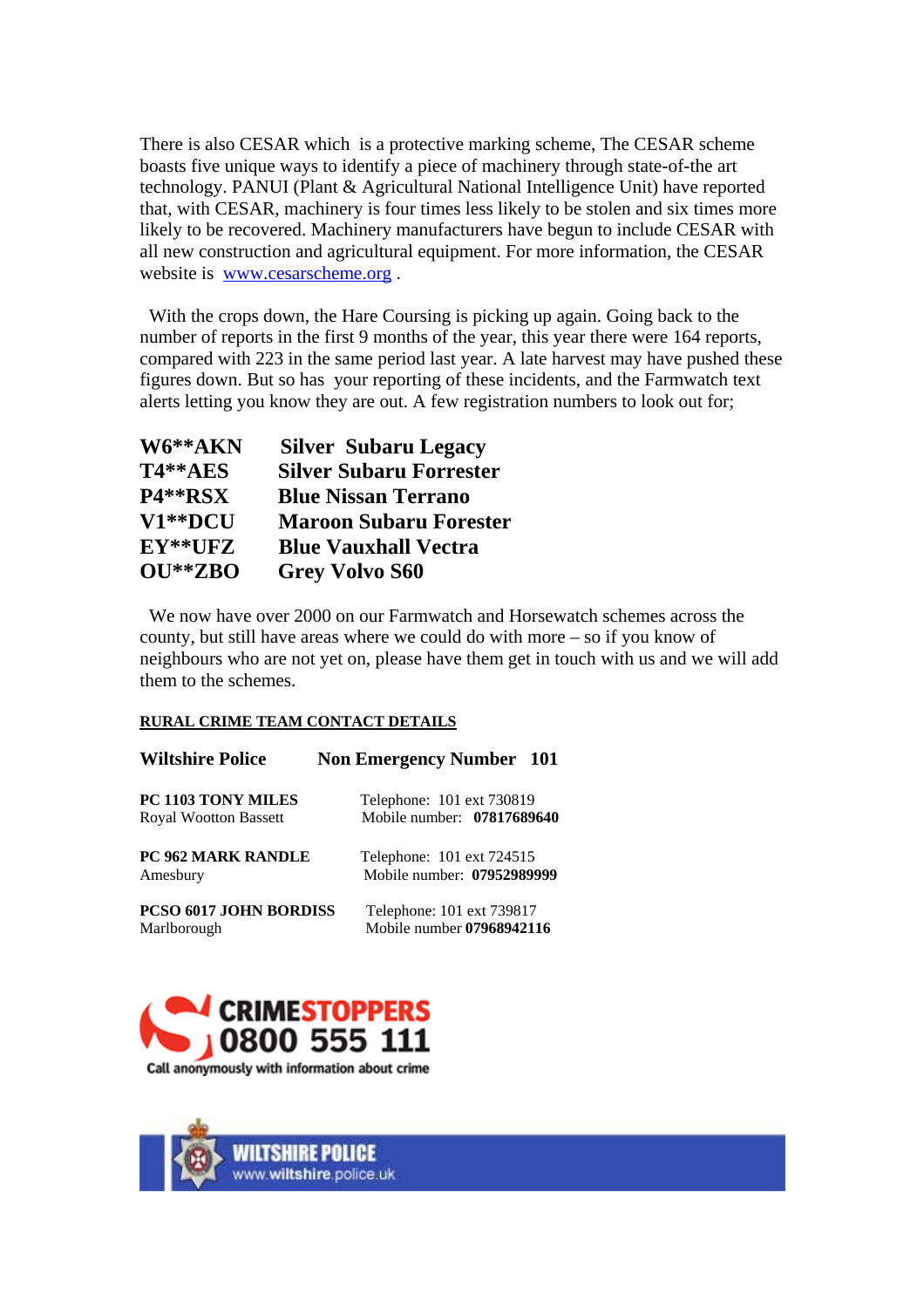There is also CESAR which is a protective marking scheme, The CESAR scheme boasts five unique ways to identify a piece of machinery through state-of-the art technology. PANUI (Plant & Agricultural National Intelligence Unit) have reported that, with CESAR, machinery is four times less likely to be stolen and six times more likely to be recovered. Machinery manufacturers have begun to include CESAR with all new construction and agricultural equipment. For more information, the CESAR website is www.cesarscheme.org .

With the crops down, the Hare Coursing is picking up again. Going back to the number of reports in the first 9 months of the year, this year there were 164 reports, compared with 223 in the same period last year. A late harvest may have pushed these figures down. But so has your reporting of these incidents, and the Farmwatch text alerts letting you know they are out. A few registration numbers to look out for;

| | |
|---|---|
| **W6**AKN** | **Silver Subaru Legacy** |
| **T4**AES** | **Silver Subaru Forrester** |
| **P4**RSX** | **Blue Nissan Terrano** |
| **V1**DCU** | **Maroon Subaru Forester** |
| **EY**UFZ** | **Blue Vauxhall Vectra** |
| **OU**ZBO** | **Grey Volvo S60** |

We now have over 2000 on our Farmwatch and Horsewatch schemes across the county, but still have areas where we could do with more – so if you know of neighbours who are not yet on, please have them get in touch with us and we will add them to the schemes.

**RURAL CRIME TEAM CONTACT DETAILS**

**Wiltshire Police** **Non Emergency Number 101**

| | |
|---|---|
| **PC 1103 TONY MILES**<br>Royal Wootton Bassett | Telephone: 101 ext 730819<br>Mobile number: **07817689640** |
| **PC 962 MARK RANDLE**<br>Amesbury | Telephone: 101 ext 724515<br>Mobile number: **07952989999** |
| **PCSO 6017 JOHN BORDISS**<br>Marlborough | Telephone: 101 ext 739817<br>Mobile number **07968942116** |

**CRIMESTOPPERS 0800 555 111**
Call anonymously with information about crime

**WILTSHIRE POLICE**
www.wiltshire.police.uk